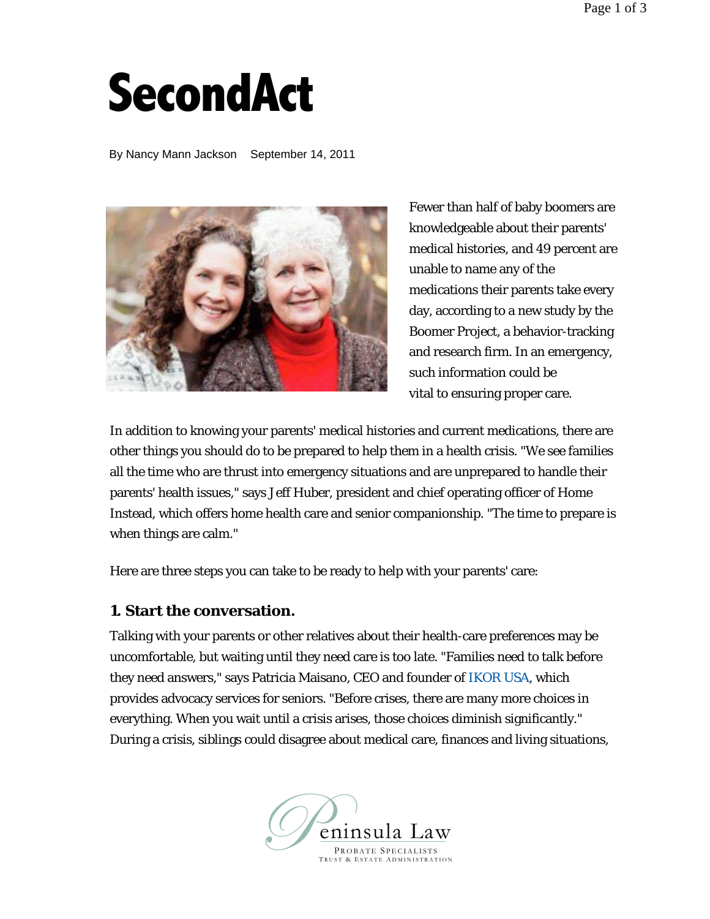# SecondAct

By Nancy Mann Jackson September 14, 2011

Fewer than half of baby boomers are knowledgeable about their parents' medical histories, and 49 percent are unable to name any of the medications their parents take every day, according to a new study by the Boomer Project, a behavior-tracking and research firm. In an emergency, such information could be vital to ensuring proper care.

In addition to knowing your parents' medical histories and current medications, there are other things you should do to be prepared to help them in a health crisis. "We see families all the time who are thrust into emergency situations and are unprepared to handle their parents' health issues," says Jeff Huber, president and chief operating officer of Home Instead, which offers home health care and senior companionship. "The time to prepare is when things are calm."

Here are three steps you can take to be ready to help with your parents' care:

### 1. Start the conversation.

Talking with your parents or other relatives about their health-care preferences may be uncomfortable, but waiting until they need care is too late. "Families need to talk before they need answers," says Patricia Maisano, CEO and founder of IKOR USA, which provides advocacy services for seniors. "Before crises, there are many more choices in everything. When you wait until a crisis arises, those choices diminish significantly." During a crisis, siblings could disagree about medical care, finances and living situations,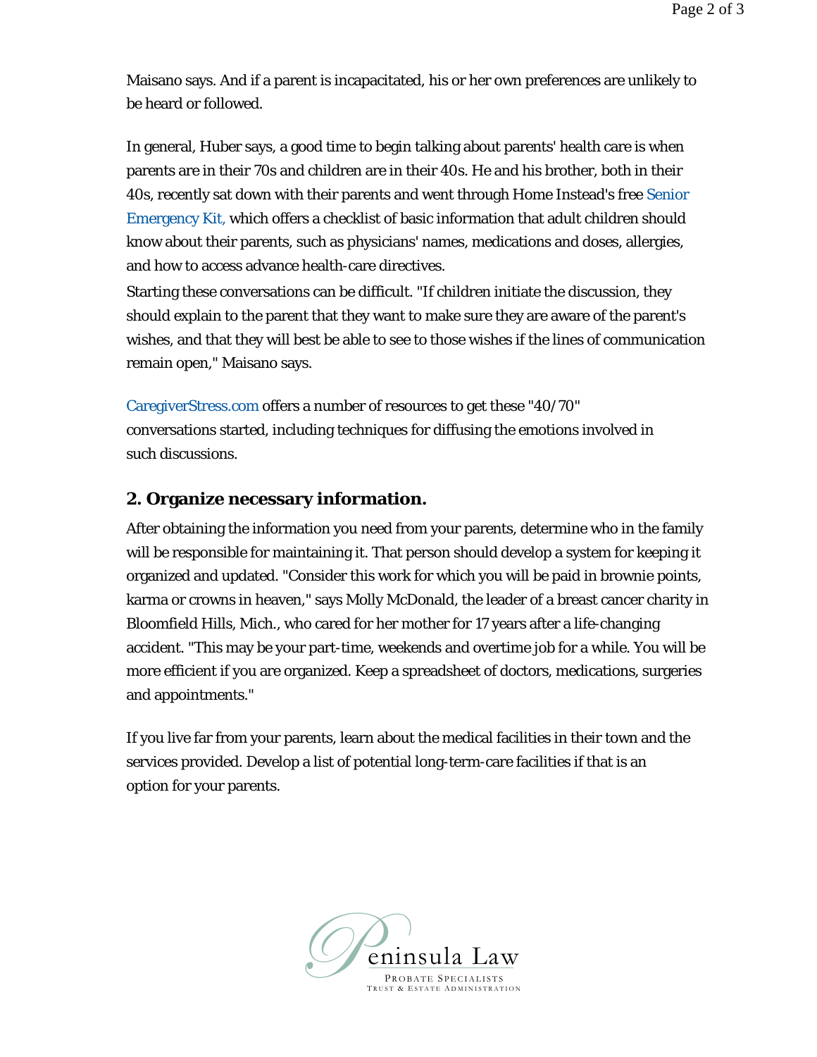Maisano says. And if a parent is incapacitated, his or her own preferences are unlikely to be heard or followed.

In general, Huber says, a good time to begin talking about parents' health care is when parents are in their 70s and children are in their 40s. He and his brother, both in their 40s, recently sat down with their parents and went through Home Instead's free Senior Emergency Kit, which offers a checklist of basic information that adult children should know about their parents, such as physicians' names, medications and doses, allergies, and how to access advance health-care directives.

Starting these conversations can be difficult. "If children initiate the discussion, they should explain to the parent that they want to make sure they are aware of the parent's wishes, and that they will best be able to see to those wishes if the lines of communication remain open," Maisano says.

CaregiverStress.com offers a number of resources to get these "40/70" conversations started, including techniques for diffusing the emotions involved in such discussions.

### 2. Organize necessary information.

After obtaining the information you need from your parents, determine who in the family will be responsible for maintaining it. That person should develop a system for keeping it organized and updated. "Consider this work for which you will be paid in brownie points, karma or crowns in heaven," says Molly McDonald, the leader of a breast cancer charity in Bloomfield Hills, Mich., who cared for her mother for 17 years after a life-changing accident. "This may be your part-time, weekends and overtime job for a while. You will be more efficient if you are organized. Keep a spreadsheet of doctors, medications, surgeries and appointments."

If you live far from your parents, learn about the medical facilities in their town and the services provided. Develop a list of potential long-term-care facilities if that is an option for your parents.

Peninsula Law
PROBATE SPECIALISTS
TRUST & ESTATE ADMINISTRATION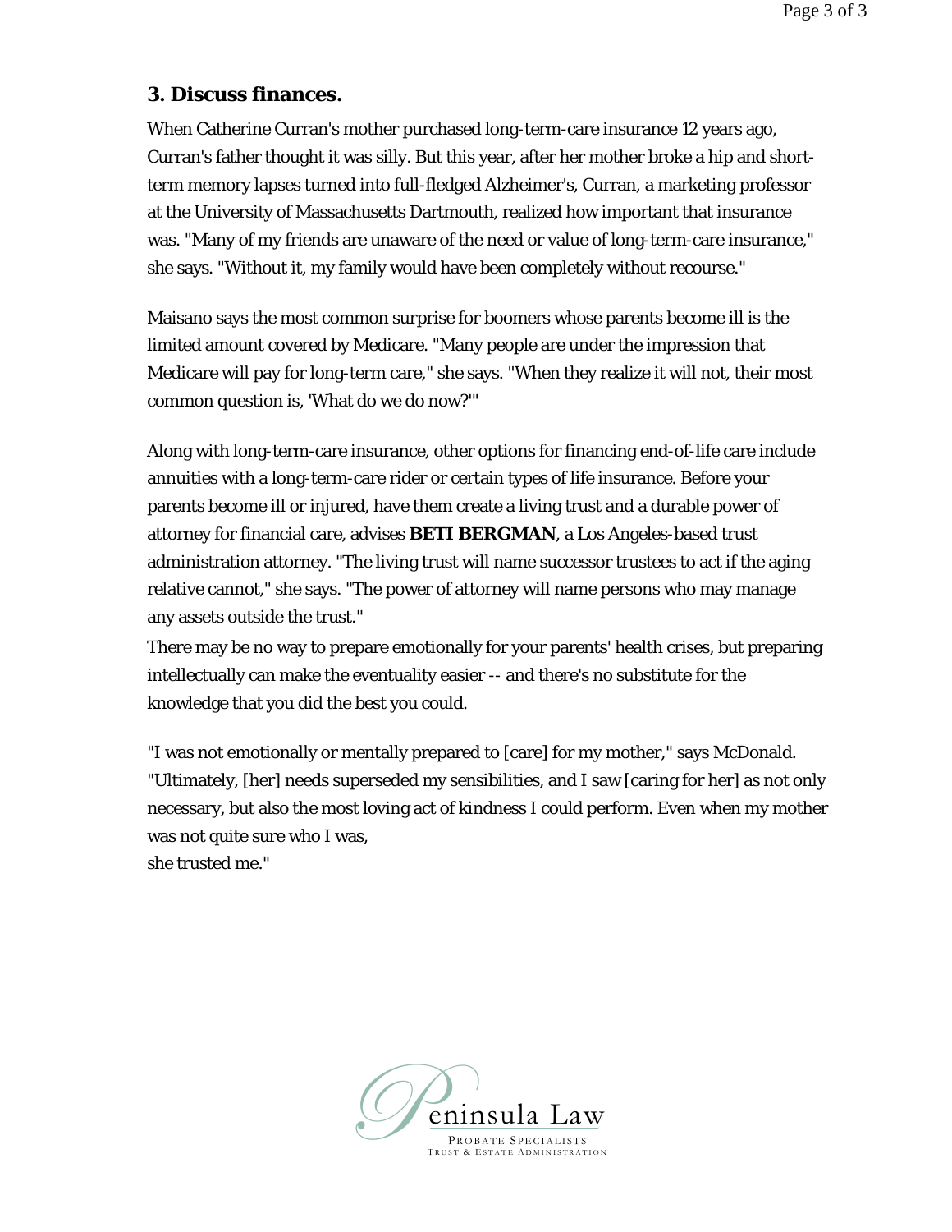### 3. Discuss finances.

When Catherine Curran's mother purchased long-term-care insurance 12 years ago, Curran's father thought it was silly. But this year, after her mother broke a hip and short-term memory lapses turned into full-fledged Alzheimer's, Curran, a marketing professor at the University of Massachusetts Dartmouth, realized how important that insurance was. "Many of my friends are unaware of the need or value of long-term-care insurance," she says. "Without it, my family would have been completely without recourse."

Maisano says the most common surprise for boomers whose parents become ill is the limited amount covered by Medicare. "Many people are under the impression that Medicare will pay for long-term care," she says. "When they realize it will not, their most common question is, 'What do we do now?'"

Along with long-term-care insurance, other options for financing end-of-life care include annuities with a long-term-care rider or certain types of life insurance. Before your parents become ill or injured, have them create a living trust and a durable power of attorney for financial care, advises **BETI BERGMAN**, a Los Angeles-based trust administration attorney. "The living trust will name successor trustees to act if the aging relative cannot," she says. "The power of attorney will name persons who may manage any assets outside the trust."

There may be no way to prepare emotionally for your parents' health crises, but preparing intellectually can make the eventuality easier -- and there's no substitute for the knowledge that you did the best you could.

"I was not emotionally or mentally prepared to [care] for my mother," says McDonald. "Ultimately, [her] needs superseded my sensibilities, and I saw [caring for her] as not only necessary, but also the most loving act of kindness I could perform. Even when my mother was not quite sure who I was,
she trusted me."

Peninsula Law
PROBATE SPECIALISTS
TRUST & ESTATE ADMINISTRATION